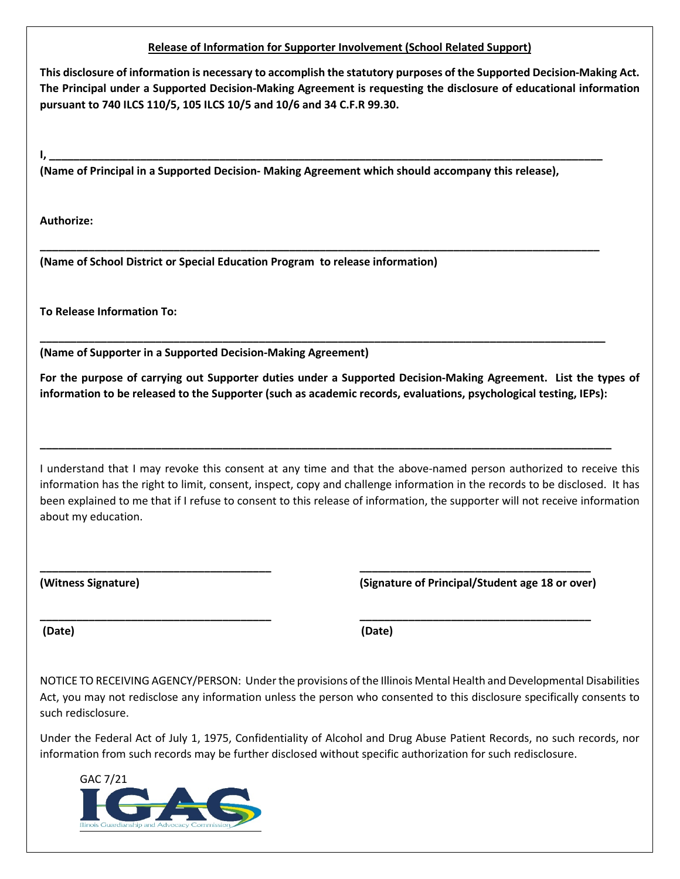**Release of Information for Supporter Involvement (School Related Support)**

**This disclosure of information is necessary to accomplish the statutory purposes of the Supported Decision-Making Act. The Principal under a Supported Decision-Making Agreement is requesting the disclosure of educational information pursuant to 740 ILCS 110/5, 105 ILCS 10/5 and 10/6 and 34 C.F.R 99.30.**

**I, ______________________________________________________________________________________**

**(Name of Principal in a Supported Decision- Making Agreement which should accompany this release),**

**Authorize:**

**______________________________________________________________________________________**

**(Name of School District or Special Education Program to release information)**

**To Release Information To:**

**______________________________________________________________________________________**

**(Name of Supporter in a Supported Decision-Making Agreement)**

**For the purpose of carrying out Supporter duties under a Supported Decision-Making Agreement. List the types of information to be released to the Supporter (such as academic records, evaluations, psychological testing, IEPs):**

**______________________________________________________________________________________**

I understand that I may revoke this consent at any time and that the above-named person authorized to receive this information has the right to limit, consent, inspect, copy and challenge information in the records to be disclosed. It has been explained to me that if I refuse to consent to this release of information, the supporter will not receive information about my education.

**____________________________________** &nbsp;&nbsp;&nbsp;&nbsp; **____________________________________**

**(Witness Signature)** &nbsp;&nbsp;&nbsp;&nbsp; **(Signature of Principal/Student age 18 or over)**

**____________________________________** &nbsp;&nbsp;&nbsp;&nbsp; **____________________________________**

**(Date)** &nbsp;&nbsp;&nbsp;&nbsp; **(Date)**

NOTICE TO RECEIVING AGENCY/PERSON: Under the provisions of the Illinois Mental Health and Developmental Disabilities Act, you may not redisclose any information unless the person who consented to this disclosure specifically consents to such redisclosure.

Under the Federal Act of July 1, 1975, Confidentiality of Alcohol and Drug Abuse Patient Records, no such records, nor information from such records may be further disclosed without specific authorization for such redisclosure.

GAC 7/21

IGAC

Illinois Guardianship and Advocacy Commission